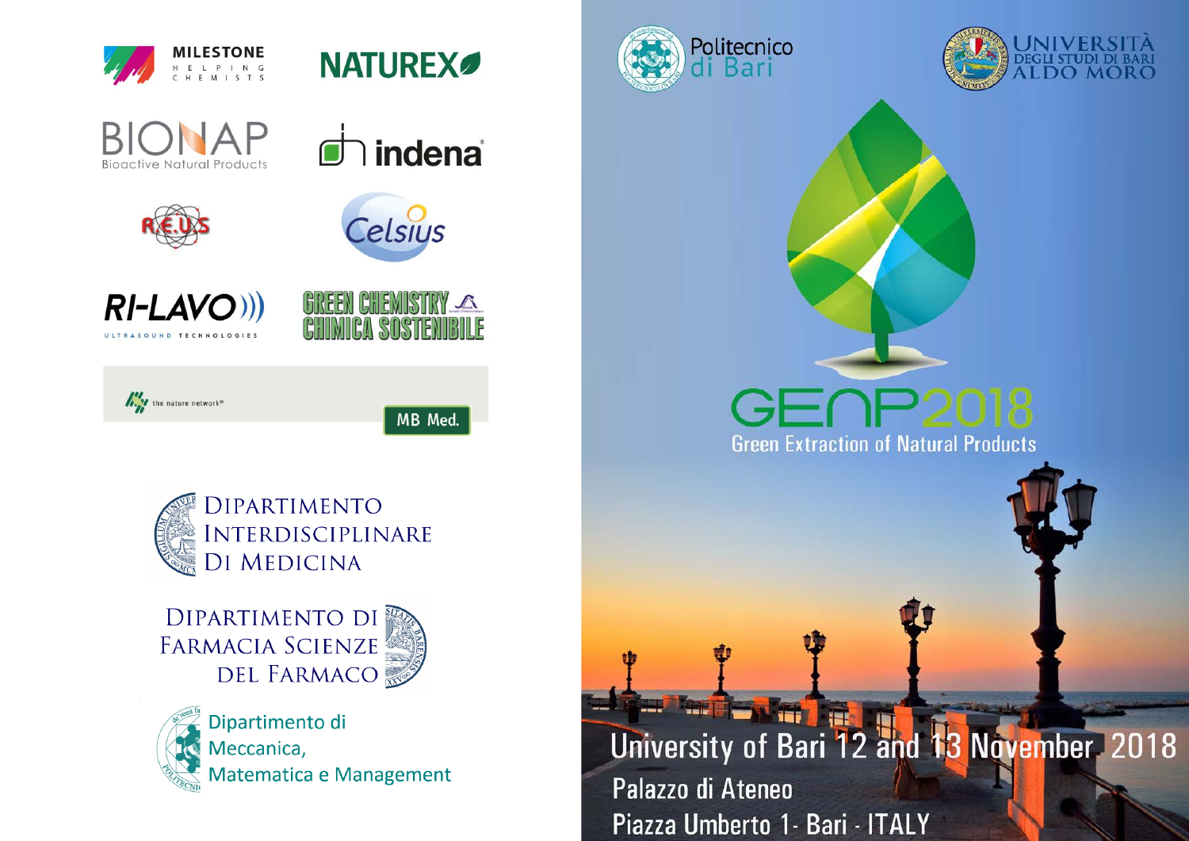MILESTONE
HELPING CHEMISTS

NATUREX

BIONAP
Bioactive Natural Products

indena

R.E.U.S

Celsius

RI-LAVO
ULTRASOUND TECHNOLOGIES

GREEN CHEMISTRY
CHIMICA SOSTENIBILE

the nature network®

MB Med.

Dipartimento Interdisciplinare di Medicina

Dipartimento di Farmacia Scienze del Farmaco

Dipartimento di Meccanica, Matematica e Management

Politecnico di Bari

Università degli Studi di Bari Aldo Moro

# GENP2018

## Green Extraction of Natural Products

University of Bari 12 and 13 November 2018

Palazzo di Ateneo

Piazza Umberto 1- Bari - ITALY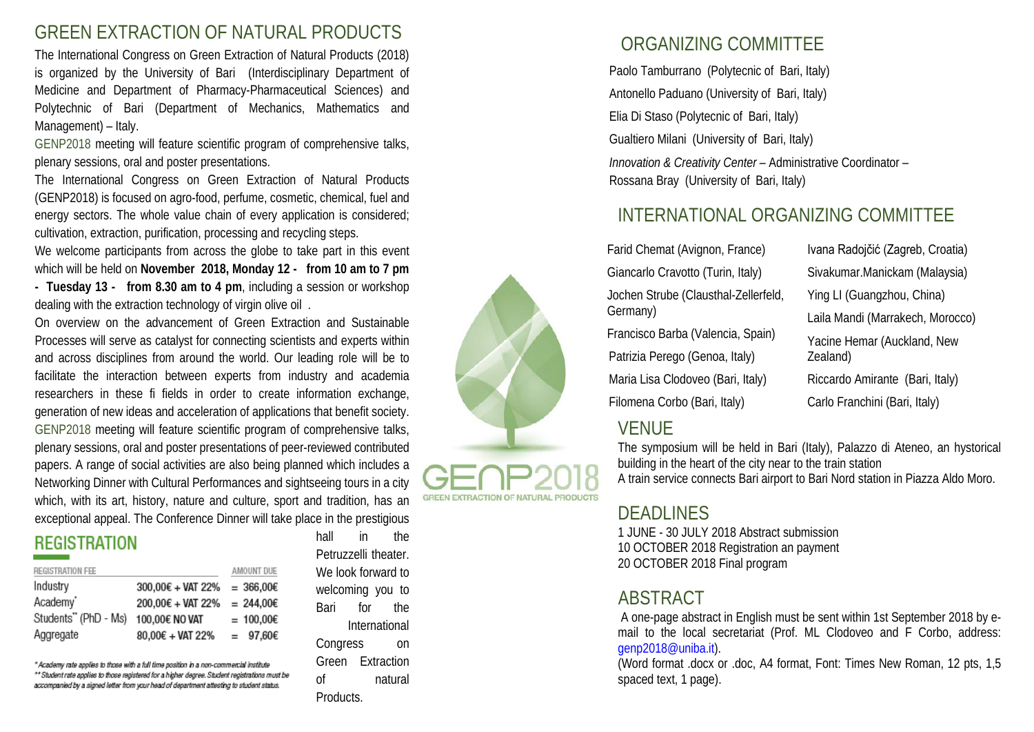# GREEN EXTRACTION OF NATURAL PRODUCTS

The International Congress on Green Extraction of Natural Products (2018) is organized by the University of Bari (Interdisciplinary Department of Medicine and Department of Pharmacy-Pharmaceutical Sciences) and Polytechnic of Bari (Department of Mechanics, Mathematics and Management) – Italy.

GENP2018 meeting will feature scientific program of comprehensive talks, plenary sessions, oral and poster presentations.

The International Congress on Green Extraction of Natural Products (GENP2018) is focused on agro-food, perfume, cosmetic, chemical, fuel and energy sectors. The whole value chain of every application is considered; cultivation, extraction, purification, processing and recycling steps.

We welcome participants from across the globe to take part in this event which will be held on **November 2018, Monday 12 - from 10 am to 7 pm - Tuesday 13 - from 8.30 am to 4 pm**, including a session or workshop dealing with the extraction technology of virgin olive oil .

On overview on the advancement of Green Extraction and Sustainable Processes will serve as catalyst for connecting scientists and experts within and across disciplines from around the world. Our leading role will be to facilitate the interaction between experts from industry and academia researchers in these fi fields in order to create information exchange, generation of new ideas and acceleration of applications that benefit society. GENP2018 meeting will feature scientific program of comprehensive talks, plenary sessions, oral and poster presentations of peer-reviewed contributed papers. A range of social activities are also being planned which includes a Networking Dinner with Cultural Performances and sightseeing tours in a city which, with its art, history, nature and culture, sport and tradition, has an exceptional appeal. The Conference Dinner will take place in the prestigious hall in the Petruzzelli theater. We look forward to welcoming you to Bari for the International Congress on Green Extraction of natural Products.

## REGISTRATION

| REGISTRATION FEE | | AMOUNT DUE |
|---|---|---|
| Industry | 300,00€ + VAT 22% | = 366,00€ |
| Academy* | 200,00€ + VAT 22% | = 244,00€ |
| Students** (PhD - Ms) | 100,00€ NO VAT | = 100,00€ |
| Aggregate | 80,00€ + VAT 22% | = 97,60€ |

\* Academy rate applies to those with a full time position in a non-commercial institute
\** Student rate applies to those registered for a higher degree. Student registrations must be accompanied by a signed letter from your head of department attesting to student status.

GENP2018
GREEN EXTRACTION OF NATURAL PRODUCTS

## ORGANIZING COMMITTEE

Paolo Tamburrano (Polytecnic of Bari, Italy)
Antonello Paduano (University of Bari, Italy)
Elia Di Staso (Polytecnic of Bari, Italy)
Gualtiero Milani (University of Bari, Italy)
*Innovation & Creativity Center* – Administrative Coordinator – Rossana Bray (University of Bari, Italy)

## INTERNATIONAL ORGANIZING COMMITTEE

Farid Chemat (Avignon, France)
Giancarlo Cravotto (Turin, Italy)
Jochen Strube (Clausthal-Zellerfeld, Germany)
Francisco Barba (Valencia, Spain)
Patrizia Perego (Genoa, Italy)
Maria Lisa Clodoveo (Bari, Italy)
Filomena Corbo (Bari, Italy)
Ivana Radojčić (Zagreb, Croatia)
Sivakumar.Manickam (Malaysia)
Ying LI (Guangzhou, China)
Laila Mandi (Marrakech, Morocco)
Yacine Hemar (Auckland, New Zealand)
Riccardo Amirante (Bari, Italy)
Carlo Franchini (Bari, Italy)

## VENUE

The symposium will be held in Bari (Italy), Palazzo di Ateneo, an hystorical building in the heart of the city near to the train station
A train service connects Bari airport to Bari Nord station in Piazza Aldo Moro.

## DEADLINES

1 JUNE - 30 JULY 2018 Abstract submission
10 OCTOBER 2018 Registration an payment
20 OCTOBER 2018 Final program

## ABSTRACT

A one-page abstract in English must be sent within 1st September 2018 by e-mail to the local secretariat (Prof. ML Clodoveo and F Corbo, address: genp2018@uniba.it).
(Word format .docx or .doc, A4 format, Font: Times New Roman, 12 pts, 1,5 spaced text, 1 page).